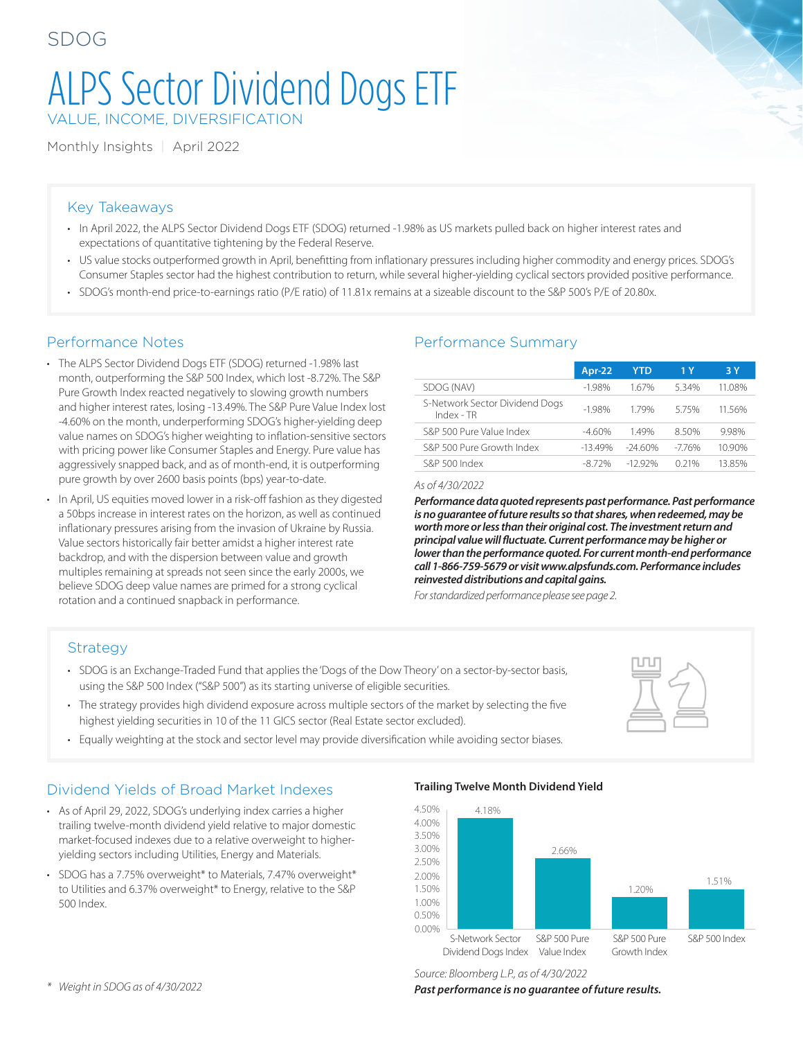SDOG

# ALPS Sector Dividend Dogs ETF

VALUE, INCOME, DIVERSIFICATION

Monthly Insights | April 2022

## Key Takeaways

- In April 2022, the ALPS Sector Dividend Dogs ETF (SDOG) returned -1.98% as US markets pulled back on higher interest rates and expectations of quantitative tightening by the Federal Reserve.
- US value stocks outperformed growth in April, benefitting from inflationary pressures including higher commodity and energy prices. SDOG's Consumer Staples sector had the highest contribution to return, while several higher-yielding cyclical sectors provided positive performance.
- SDOG's month-end price-to-earnings ratio (P/E ratio) of 11.81x remains at a sizeable discount to the S&P 500's P/E of 20.80x.

## Performance Notes

- The ALPS Sector Dividend Dogs ETF (SDOG) returned -1.98% last month, outperforming the S&P 500 Index, which lost -8.72%. The S&P Pure Growth Index reacted negatively to slowing growth numbers and higher interest rates, losing -13.49%. The S&P Pure Value Index lost -4.60% on the month, underperforming SDOG's higher-yielding deep value names on SDOG's higher weighting to inflation-sensitive sectors with pricing power like Consumer Staples and Energy. Pure value has aggressively snapped back, and as of month-end, it is outperforming pure growth by over 2600 basis points (bps) year-to-date.
- In April, US equities moved lower in a risk-off fashion as they digested a 50bps increase in interest rates on the horizon, as well as continued inflationary pressures arising from the invasion of Ukraine by Russia. Value sectors historically fair better amidst a higher interest rate backdrop, and with the dispersion between value and growth multiples remaining at spreads not seen since the early 2000s, we believe SDOG deep value names are primed for a strong cyclical rotation and a continued snapback in performance.

## Performance Summary

| | Apr-22 | YTD | 1 Y | 3 Y |
|---|---|---|---|---|
| SDOG (NAV) | -1.98% | 1.67% | 5.34% | 11.08% |
| S-Network Sector Dividend Dogs Index - TR | -1.98% | 1.79% | 5.75% | 11.56% |
| S&P 500 Pure Value Index | -4.60% | 1.49% | 8.50% | 9.98% |
| S&P 500 Pure Growth Index | -13.49% | -24.60% | -7.76% | 10.90% |
| S&P 500 Index | -8.72% | -12.92% | 0.21% | 13.85% |

*As of 4/30/2022*

***Performance data quoted represents past performance. Past performance is no guarantee of future results so that shares, when redeemed, may be worth more or less than their original cost. The investment return and principal value will fluctuate. Current performance may be higher or lower than the performance quoted. For current month-end performance call 1-866-759-5679 or visit www.alpsfunds.com. Performance includes reinvested distributions and capital gains.***

*For standardized performance please see page 2.*

## Strategy

- SDOG is an Exchange-Traded Fund that applies the 'Dogs of the Dow Theory' on a sector-by-sector basis, using the S&P 500 Index ("S&P 500") as its starting universe of eligible securities.
- The strategy provides high dividend exposure across multiple sectors of the market by selecting the five highest yielding securities in 10 of the 11 GICS sector (Real Estate sector excluded).
- Equally weighting at the stock and sector level may provide diversification while avoiding sector biases.

## Dividend Yields of Broad Market Indexes

- As of April 29, 2022, SDOG's underlying index carries a higher trailing twelve-month dividend yield relative to major domestic market-focused indexes due to a relative overweight to higher-yielding sectors including Utilities, Energy and Materials.
- SDOG has a 7.75% overweight* to Materials, 7.47% overweight* to Utilities and 6.37% overweight* to Energy, relative to the S&P 500 Index.

**Trailing Twelve Month Dividend Yield**

| Index | Trailing Twelve Month Dividend Yield |
|---|---|
| S-Network Sector Dividend Dogs Index | 4.18% |
| S&P 500 Pure Value Index | 2.66% |
| S&P 500 Pure Growth Index | 1.20% |
| S&P 500 Index | 1.51% |

*Source: Bloomberg L.P., as of 4/30/2022*

***Past performance is no guarantee of future results.***

\* *Weight in SDOG as of 4/30/2022*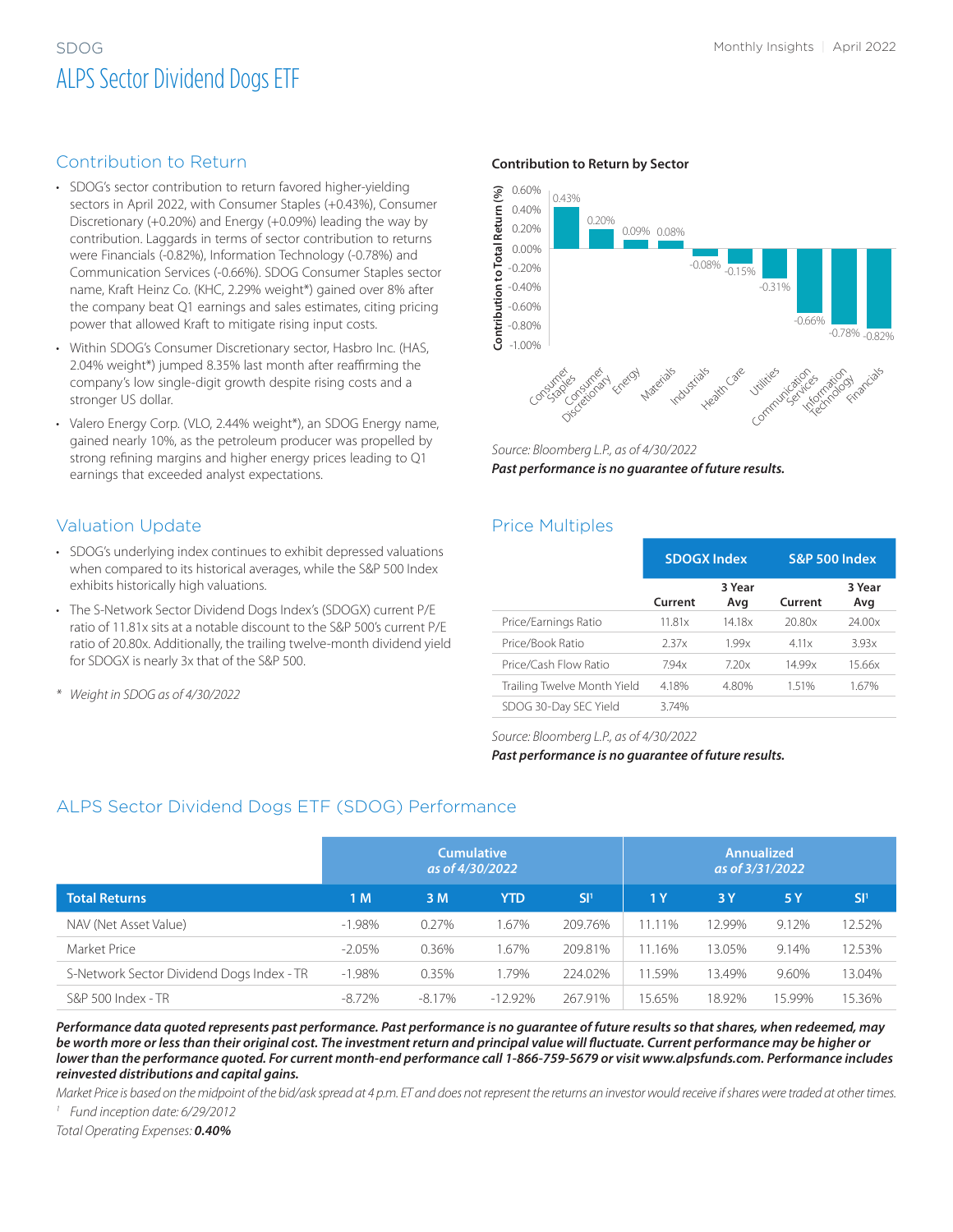# SDOG

## ALPS Sector Dividend Dogs ETF

## Contribution to Return

- SDOG's sector contribution to return favored higher-yielding sectors in April 2022, with Consumer Staples (+0.43%), Consumer Discretionary (+0.20%) and Energy (+0.09%) leading the way by contribution. Laggards in terms of sector contribution to returns were Financials (-0.82%), Information Technology (-0.78%) and Communication Services (-0.66%). SDOG Consumer Staples sector name, Kraft Heinz Co. (KHC, 2.29% weight*) gained over 8% after the company beat Q1 earnings and sales estimates, citing pricing power that allowed Kraft to mitigate rising input costs.
- Within SDOG's Consumer Discretionary sector, Hasbro Inc. (HAS, 2.04% weight*) jumped 8.35% last month after reaffirming the company's low single-digit growth despite rising costs and a stronger US dollar.
- Valero Energy Corp. (VLO, 2.44% weight*), an SDOG Energy name, gained nearly 10%, as the petroleum producer was propelled by strong refining margins and higher energy prices leading to Q1 earnings that exceeded analyst expectations.

**Contribution to Return by Sector**

| Sector | Contribution to Total Return (%) |
|---|---|
| Consumer Staples | 0.43% |
| Consumer Discretionary | 0.20% |
| Energy | 0.09% |
| Materials | 0.08% |
| Industrials | -0.08% |
| Health Care | -0.15% |
| Utilities | -0.31% |
| Communication Services | -0.66% |
| Information Technology | -0.78% |
| Financials | -0.82% |

*Source: Bloomberg L.P., as of 4/30/2022*

***Past performance is no guarantee of future results.***

## Valuation Update

- SDOG's underlying index continues to exhibit depressed valuations when compared to its historical averages, while the S&P 500 Index exhibits historically high valuations.
- The S-Network Sector Dividend Dogs Index's (SDOGX) current P/E ratio of 11.81x sits at a notable discount to the S&P 500's current P/E ratio of 20.80x. Additionally, the trailing twelve-month dividend yield for SDOGX is nearly 3x that of the S&P 500.

\* *Weight in SDOG as of 4/30/2022*

## Price Multiples

| | SDOGX Index | | S&P 500 Index | |
|---|---|---|---|---|
| | Current | 3 Year Avg | Current | 3 Year Avg |
| Price/Earnings Ratio | 11.81x | 14.18x | 20.80x | 24.00x |
| Price/Book Ratio | 2.37x | 1.99x | 4.11x | 3.93x |
| Price/Cash Flow Ratio | 7.94x | 7.20x | 14.99x | 15.66x |
| Trailing Twelve Month Yield | 4.18% | 4.80% | 1.51% | 1.67% |
| SDOG 30-Day SEC Yield | 3.74% | | | |

*Source: Bloomberg L.P., as of 4/30/2022*

***Past performance is no guarantee of future results.***

## ALPS Sector Dividend Dogs ETF (SDOG) Performance

| | Cumulative *as of 4/30/2022* | | | | Annualized *as of 3/31/2022* | | | |
|---|---|---|---|---|---|---|---|---|
| **Total Returns** | **1 M** | **3 M** | **YTD** | **SI[1]** | **1 Y** | **3 Y** | **5 Y** | **SI[1]** |
| NAV (Net Asset Value) | -1.98% | 0.27% | 1.67% | 209.76% | 11.11% | 12.99% | 9.12% | 12.52% |
| Market Price | -2.05% | 0.36% | 1.67% | 209.81% | 11.16% | 13.05% | 9.14% | 12.53% |
| S-Network Sector Dividend Dogs Index - TR | -1.98% | 0.35% | 1.79% | 224.02% | 11.59% | 13.49% | 9.60% | 13.04% |
| S&P 500 Index - TR | -8.72% | -8.17% | -12.92% | 267.91% | 15.65% | 18.92% | 15.99% | 15.36% |

***Performance data quoted represents past performance. Past performance is no guarantee of future results so that shares, when redeemed, may be worth more or less than their original cost. The investment return and principal value will fluctuate. Current performance may be higher or lower than the performance quoted. For current month-end performance call 1-866-759-5679 or visit www.alpsfunds.com. Performance includes reinvested distributions and capital gains.***

*Market Price is based on the midpoint of the bid/ask spread at 4 p.m. ET and does not represent the returns an investor would receive if shares were traded at other times.*

[1] *Fund inception date: 6/29/2012*

*Total Operating Expenses:* ***0.40%***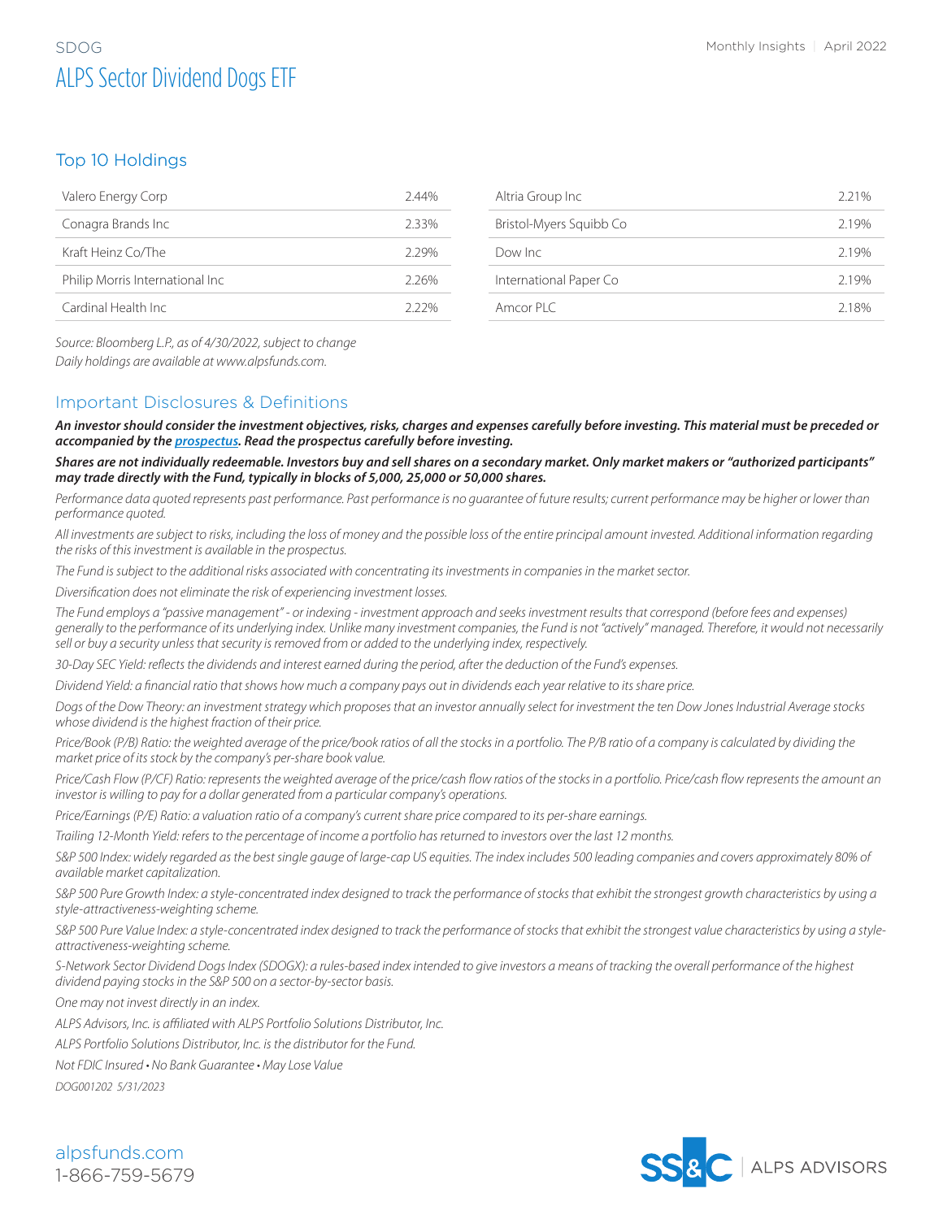# Top 10 Holdings

| | | | |
|---|---|---|---|
| Valero Energy Corp | 2.44% | Altria Group Inc | 2.21% |
| Conagra Brands Inc | 2.33% | Bristol-Myers Squibb Co | 2.19% |
| Kraft Heinz Co/The | 2.29% | Dow Inc | 2.19% |
| Philip Morris International Inc | 2.26% | International Paper Co | 2.19% |
| Cardinal Health Inc | 2.22% | Amcor PLC | 2.18% |

*Source: Bloomberg L.P., as of 4/30/2022, subject to change*
*Daily holdings are available at www.alpsfunds.com.*

## Important Disclosures & Definitions

***An investor should consider the investment objectives, risks, charges and expenses carefully before investing. This material must be preceded or accompanied by the prospectus. Read the prospectus carefully before investing.***

***Shares are not individually redeemable. Investors buy and sell shares on a secondary market. Only market makers or "authorized participants" may trade directly with the Fund, typically in blocks of 5,000, 25,000 or 50,000 shares.***

*Performance data quoted represents past performance. Past performance is no guarantee of future results; current performance may be higher or lower than performance quoted.*

*All investments are subject to risks, including the loss of money and the possible loss of the entire principal amount invested. Additional information regarding the risks of this investment is available in the prospectus.*

*The Fund is subject to the additional risks associated with concentrating its investments in companies in the market sector.*

*Diversification does not eliminate the risk of experiencing investment losses.*

*The Fund employs a "passive management" - or indexing - investment approach and seeks investment results that correspond (before fees and expenses) generally to the performance of its underlying index. Unlike many investment companies, the Fund is not "actively" managed. Therefore, it would not necessarily sell or buy a security unless that security is removed from or added to the underlying index, respectively.*

*30-Day SEC Yield: reflects the dividends and interest earned during the period, after the deduction of the Fund's expenses.*

*Dividend Yield: a financial ratio that shows how much a company pays out in dividends each year relative to its share price.*

*Dogs of the Dow Theory: an investment strategy which proposes that an investor annually select for investment the ten Dow Jones Industrial Average stocks whose dividend is the highest fraction of their price.*

*Price/Book (P/B) Ratio: the weighted average of the price/book ratios of all the stocks in a portfolio. The P/B ratio of a company is calculated by dividing the market price of its stock by the company's per-share book value.*

*Price/Cash Flow (P/CF) Ratio: represents the weighted average of the price/cash flow ratios of the stocks in a portfolio. Price/cash flow represents the amount an investor is willing to pay for a dollar generated from a particular company's operations.*

*Price/Earnings (P/E) Ratio: a valuation ratio of a company's current share price compared to its per-share earnings.*

*Trailing 12-Month Yield: refers to the percentage of income a portfolio has returned to investors over the last 12 months.*

*S&P 500 Index: widely regarded as the best single gauge of large-cap US equities. The index includes 500 leading companies and covers approximately 80% of available market capitalization.*

*S&P 500 Pure Growth Index: a style-concentrated index designed to track the performance of stocks that exhibit the strongest growth characteristics by using a style-attractiveness-weighting scheme.*

*S&P 500 Pure Value Index: a style-concentrated index designed to track the performance of stocks that exhibit the strongest value characteristics by using a style-attractiveness-weighting scheme.*

*S-Network Sector Dividend Dogs Index (SDOGX): a rules-based index intended to give investors a means of tracking the overall performance of the highest dividend paying stocks in the S&P 500 on a sector-by-sector basis.*

*One may not invest directly in an index.*

*ALPS Advisors, Inc. is affiliated with ALPS Portfolio Solutions Distributor, Inc.*

*ALPS Portfolio Solutions Distributor, Inc. is the distributor for the Fund.*

*Not FDIC Insured • No Bank Guarantee • May Lose Value*

*DOG001202 5/31/2023*

alpsfunds.com
1-866-759-5679

SS&C | ALPS ADVISORS